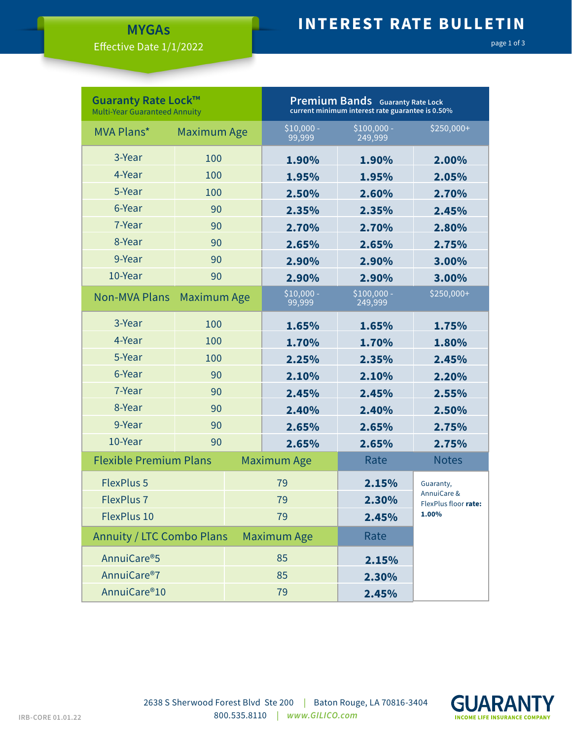# MYGAs

Effective Date 1/1/2022

# INTEREST RATE BULLETIN

| **Guaranty Rate Lock™** Multi-Year Guaranteed Annuity | | **Premium Bands** Guaranty Rate Lock current minimum interest rate guarantee is 0.50% | | |
|---|---|---|---|---|
| **MVA Plans*** | **Maximum Age** | $10,000 - 99,999 | $100,000 - 249,999 | $250,000+ |
| 3-Year | 100 | **1.90%** | **1.90%** | **2.00%** |
| 4-Year | 100 | **1.95%** | **1.95%** | **2.05%** |
| 5-Year | 100 | **2.50%** | **2.60%** | **2.70%** |
| 6-Year | 90 | **2.35%** | **2.35%** | **2.45%** |
| 7-Year | 90 | **2.70%** | **2.70%** | **2.80%** |
| 8-Year | 90 | **2.65%** | **2.65%** | **2.75%** |
| 9-Year | 90 | **2.90%** | **2.90%** | **3.00%** |
| 10-Year | 90 | **2.90%** | **2.90%** | **3.00%** |
| **Non-MVA Plans** | **Maximum Age** | $10,000 - 99,999 | $100,000 - 249,999 | $250,000+ |
| 3-Year | 100 | **1.65%** | **1.65%** | **1.75%** |
| 4-Year | 100 | **1.70%** | **1.70%** | **1.80%** |
| 5-Year | 100 | **2.25%** | **2.35%** | **2.45%** |
| 6-Year | 90 | **2.10%** | **2.10%** | **2.20%** |
| 7-Year | 90 | **2.45%** | **2.45%** | **2.55%** |
| 8-Year | 90 | **2.40%** | **2.40%** | **2.50%** |
| 9-Year | 90 | **2.65%** | **2.65%** | **2.75%** |
| 10-Year | 90 | **2.65%** | **2.65%** | **2.75%** |

| Flexible Premium Plans | Maximum Age | Rate | Notes |
|---|---|---|---|
| FlexPlus 5 | 79 | **2.15%** | Guaranty, AnnuiCare & FlexPlus floor **rate: 1.00%** |
| FlexPlus 7 | 79 | **2.30%** | |
| FlexPlus 10 | 79 | **2.45%** | |
| **Annuity / LTC Combo Plans** | **Maximum Age** | **Rate** | |
| AnnuiCare®5 | 85 | **2.15%** | |
| AnnuiCare®7 | 85 | **2.30%** | |
| AnnuiCare®10 | 79 | **2.45%** | |

IRB-CORE 01.01.22

2638 S Sherwood Forest Blvd Ste 200 | Baton Rouge, LA 70816-3404
800.535.8110 | *www.GILICO.com*

GUARANTY INCOME LIFE INSURANCE COMPANY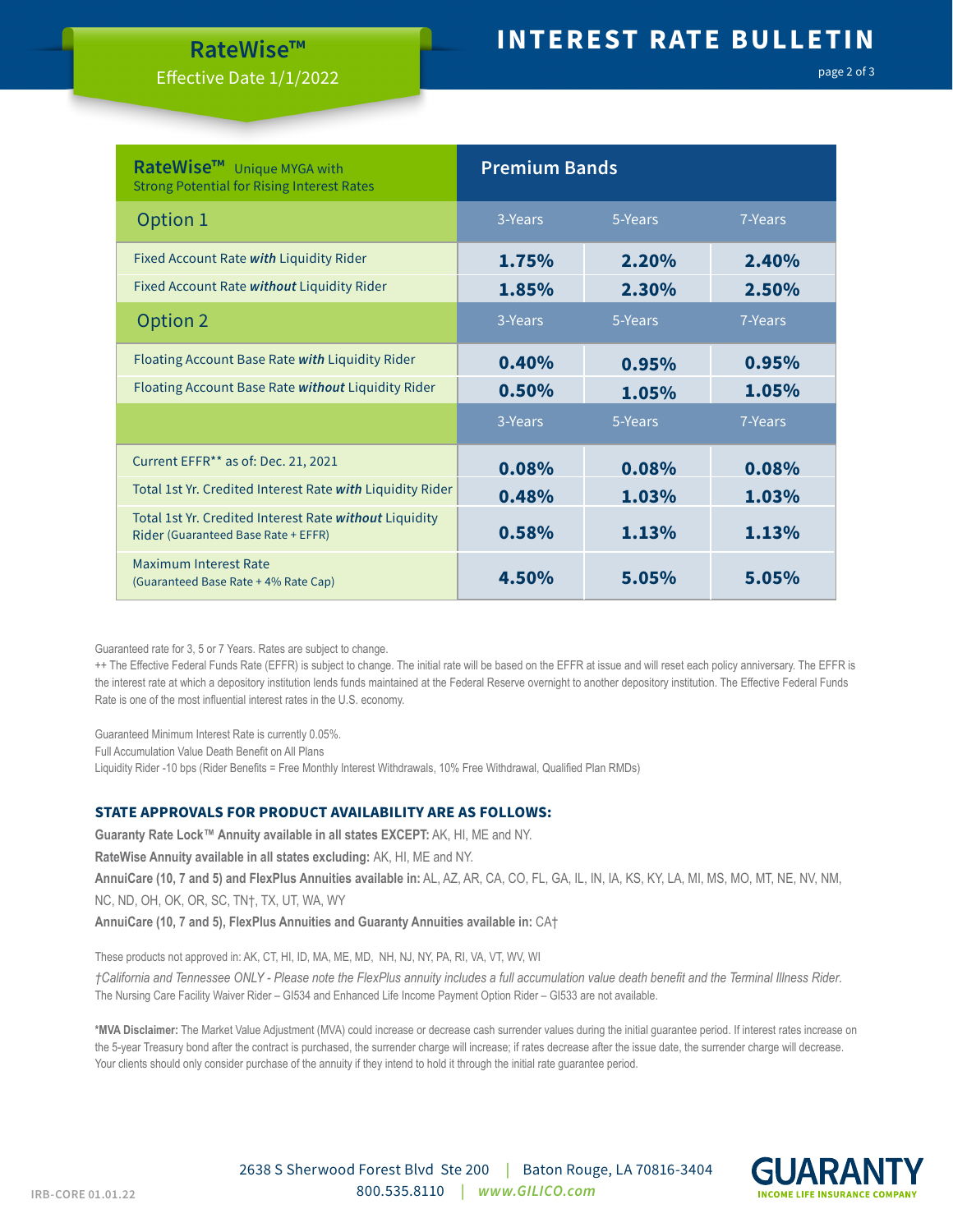# RateWise™

Effective Date 1/1/2022

## INTEREST RATE BULLETIN

| **RateWise™** Unique MYGA with Strong Potential for Rising Interest Rates | Premium Bands | | |
|---|---|---|---|
| **Option 1** | 3-Years | 5-Years | 7-Years |
| Fixed Account Rate ***with*** Liquidity Rider | **1.75%** | **2.20%** | **2.40%** |
| Fixed Account Rate ***without*** Liquidity Rider | **1.85%** | **2.30%** | **2.50%** |
| **Option 2** | 3-Years | 5-Years | 7-Years |
| Floating Account Base Rate ***with*** Liquidity Rider | **0.40%** | **0.95%** | **0.95%** |
| Floating Account Base Rate ***without*** Liquidity Rider | **0.50%** | **1.05%** | **1.05%** |
| | 3-Years | 5-Years | 7-Years |
| Current EFFR** as of: Dec. 21, 2021 | **0.08%** | **0.08%** | **0.08%** |
| Total 1st Yr. Credited Interest Rate ***with*** Liquidity Rider | **0.48%** | **1.03%** | **1.03%** |
| Total 1st Yr. Credited Interest Rate ***without*** Liquidity Rider (Guaranteed Base Rate + EFFR) | **0.58%** | **1.13%** | **1.13%** |
| Maximum Interest Rate (Guaranteed Base Rate + 4% Rate Cap) | **4.50%** | **5.05%** | **5.05%** |

Guaranteed rate for 3, 5 or 7 Years. Rates are subject to change.

++ The Effective Federal Funds Rate (EFFR) is subject to change. The initial rate will be based on the EFFR at issue and will reset each policy anniversary. The EFFR is the interest rate at which a depository institution lends funds maintained at the Federal Reserve overnight to another depository institution. The Effective Federal Funds Rate is one of the most influential interest rates in the U.S. economy.

Guaranteed Minimum Interest Rate is currently 0.05%.
Full Accumulation Value Death Benefit on All Plans
Liquidity Rider -10 bps (Rider Benefits = Free Monthly Interest Withdrawals, 10% Free Withdrawal, Qualified Plan RMDs)

### STATE APPROVALS FOR PRODUCT AVAILABILITY ARE AS FOLLOWS:

**Guaranty Rate Lock™ Annuity available in all states EXCEPT:** AK, HI, ME and NY.

**RateWise Annuity available in all states excluding:** AK, HI, ME and NY.

**AnnuiCare (10, 7 and 5) and FlexPlus Annuities available in:** AL, AZ, AR, CA, CO, FL, GA, IL, IN, IA, KS, KY, LA, MI, MS, MO, MT, NE, NV, NM, NC, ND, OH, OK, OR, SC, TN†, TX, UT, WA, WY

**AnnuiCare (10, 7 and 5), FlexPlus Annuities and Guaranty Annuities available in:** CA†

These products not approved in: AK, CT, HI, ID, MA, ME, MD, NH, NJ, NY, PA, RI, VA, VT, WV, WI

*†California and Tennessee ONLY - Please note the FlexPlus annuity includes a full accumulation value death benefit and the Terminal Illness Rider.* The Nursing Care Facility Waiver Rider – GI534 and Enhanced Life Income Payment Option Rider – GI533 are not available.

***MVA Disclaimer:** The Market Value Adjustment (MVA) could increase or decrease cash surrender values during the initial guarantee period. If interest rates increase on the 5-year Treasury bond after the contract is purchased, the surrender charge will increase; if rates decrease after the issue date, the surrender charge will decrease. Your clients should only consider purchase of the annuity if they intend to hold it through the initial rate guarantee period.

2638 S Sherwood Forest Blvd Ste 200 | Baton Rouge, LA 70816-3404
800.535.8110 | *www.GILICO.com*

GUARANTY INCOME LIFE INSURANCE COMPANY

IRB-CORE 01.01.22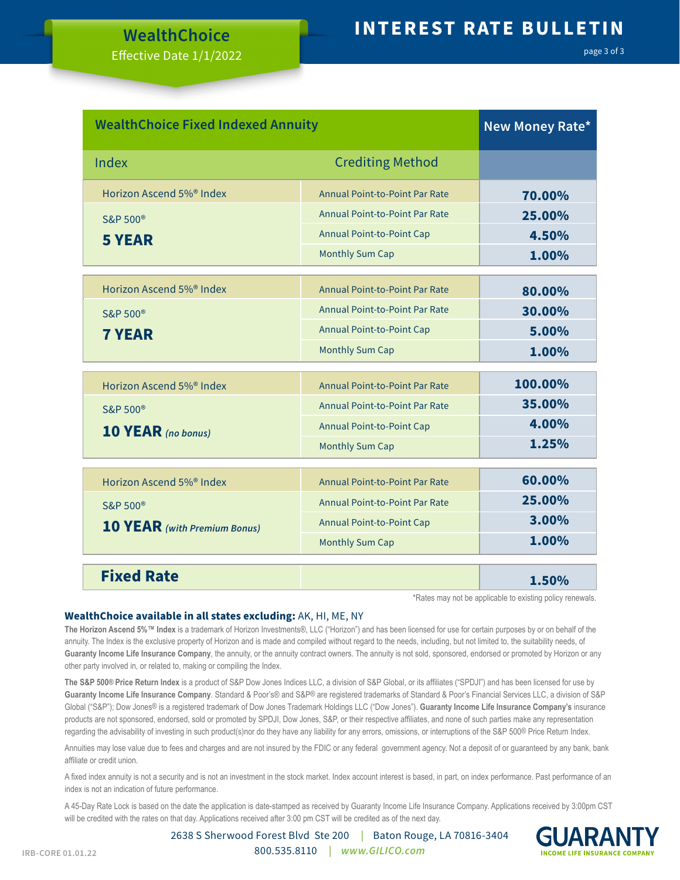# WealthChoice

Effective Date 1/1/2022

# INTEREST RATE BULLETIN

| WealthChoice Fixed Indexed Annuity | | New Money Rate* |
|---|---|---|
| **Index** | **Crediting Method** | |
| Horizon Ascend 5%® Index | Annual Point-to-Point Par Rate | **70.00%** |
| S&P 500® **5 YEAR** | Annual Point-to-Point Par Rate | **25.00%** |
| | Annual Point-to-Point Cap | **4.50%** |
| | Monthly Sum Cap | **1.00%** |
| Horizon Ascend 5%® Index | Annual Point-to-Point Par Rate | **80.00%** |
| S&P 500® **7 YEAR** | Annual Point-to-Point Par Rate | **30.00%** |
| | Annual Point-to-Point Cap | **5.00%** |
| | Monthly Sum Cap | **1.00%** |
| Horizon Ascend 5%® Index | Annual Point-to-Point Par Rate | **100.00%** |
| S&P 500® **10 YEAR** *(no bonus)* | Annual Point-to-Point Par Rate | **35.00%** |
| | Annual Point-to-Point Cap | **4.00%** |
| | Monthly Sum Cap | **1.25%** |
| Horizon Ascend 5%® Index | Annual Point-to-Point Par Rate | **60.00%** |
| S&P 500® **10 YEAR** *(with Premium Bonus)* | Annual Point-to-Point Par Rate | **25.00%** |
| | Annual Point-to-Point Cap | **3.00%** |
| | Monthly Sum Cap | **1.00%** |
| **Fixed Rate** | | **1.50%** |

*Rates may not be applicable to existing policy renewals.

**WealthChoice available in all states excluding:** AK, HI, ME, NY

**The Horizon Ascend 5%™ Index** is a trademark of Horizon Investments®, LLC ("Horizon") and has been licensed for use for certain purposes by or on behalf of the annuity. The Index is the exclusive property of Horizon and is made and compiled without regard to the needs, including, but not limited to, the suitability needs, of **Guaranty Income Life Insurance Company**, the annuity, or the annuity contract owners. The annuity is not sold, sponsored, endorsed or promoted by Horizon or any other party involved in, or related to, making or compiling the Index.

**The S&P 500® Price Return Index** is a product of S&P Dow Jones Indices LLC, a division of S&P Global, or its affiliates ("SPDJI") and has been licensed for use by **Guaranty Income Life Insurance Company**. Standard & Poor's® and S&P® are registered trademarks of Standard & Poor's Financial Services LLC, a division of S&P Global ("S&P"); Dow Jones® is a registered trademark of Dow Jones Trademark Holdings LLC ("Dow Jones"). **Guaranty Income Life Insurance Company's** insurance products are not sponsored, endorsed, sold or promoted by SPDJI, Dow Jones, S&P, or their respective affiliates, and none of such parties make any representation regarding the advisability of investing in such product(s)nor do they have any liability for any errors, omissions, or interruptions of the S&P 500® Price Return Index.

Annuities may lose value due to fees and charges and are not insured by the FDIC or any federal government agency. Not a deposit of or guaranteed by any bank, bank affiliate or credit union.

A fixed index annuity is not a security and is not an investment in the stock market. Index account interest is based, in part, on index performance. Past performance of an index is not an indication of future performance.

A 45-Day Rate Lock is based on the date the application is date-stamped as received by Guaranty Income Life Insurance Company. Applications received by 3:00pm CST will be credited with the rates on that day. Applications received after 3:00 pm CST will be credited as of the next day.

2638 S Sherwood Forest Blvd Ste 200 | Baton Rouge, LA 70816-3404

800.535.8110 | *www.GILICO.com*

GUARANTY INCOME LIFE INSURANCE COMPANY

IRB-CORE 01.01.22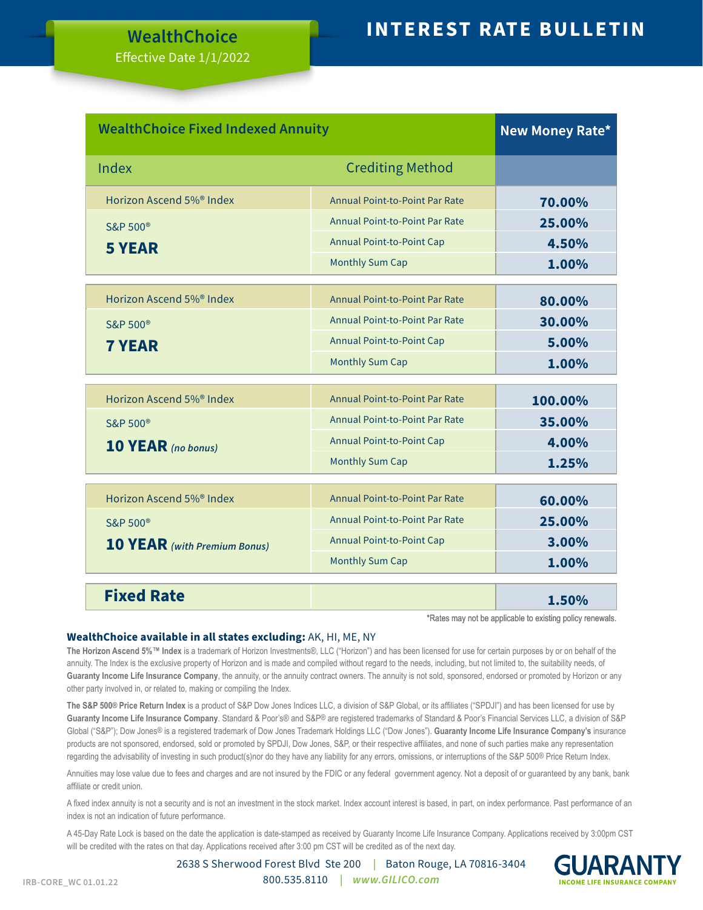# WealthChoice

Effective Date 1/1/2022

# INTEREST RATE BULLETIN

| WealthChoice Fixed Indexed Annuity | | New Money Rate* |
|---|---|---|
| Index | Crediting Method | |
| Horizon Ascend 5%® Index | Annual Point-to-Point Par Rate | 70.00% |
| S&P 500® **5 YEAR** | Annual Point-to-Point Par Rate | 25.00% |
| | Annual Point-to-Point Cap | 4.50% |
| | Monthly Sum Cap | 1.00% |
| Horizon Ascend 5%® Index | Annual Point-to-Point Par Rate | 80.00% |
| S&P 500® **7 YEAR** | Annual Point-to-Point Par Rate | 30.00% |
| | Annual Point-to-Point Cap | 5.00% |
| | Monthly Sum Cap | 1.00% |
| Horizon Ascend 5%® Index | Annual Point-to-Point Par Rate | 100.00% |
| S&P 500® **10 YEAR** *(no bonus)* | Annual Point-to-Point Par Rate | 35.00% |
| | Annual Point-to-Point Cap | 4.00% |
| | Monthly Sum Cap | 1.25% |
| Horizon Ascend 5%® Index | Annual Point-to-Point Par Rate | 60.00% |
| S&P 500® **10 YEAR** *(with Premium Bonus)* | Annual Point-to-Point Par Rate | 25.00% |
| | Annual Point-to-Point Cap | 3.00% |
| | Monthly Sum Cap | 1.00% |
| **Fixed Rate** | | 1.50% |

*Rates may not be applicable to existing policy renewals.

**WealthChoice available in all states excluding:** AK, HI, ME, NY

**The Horizon Ascend 5%™ Index** is a trademark of Horizon Investments®, LLC ("Horizon") and has been licensed for use for certain purposes by or on behalf of the annuity. The Index is the exclusive property of Horizon and is made and compiled without regard to the needs, including, but not limited to, the suitability needs, of **Guaranty Income Life Insurance Company**, the annuity, or the annuity contract owners. The annuity is not sold, sponsored, endorsed or promoted by Horizon or any other party involved in, or related to, making or compiling the Index.

**The S&P 500® Price Return Index** is a product of S&P Dow Jones Indices LLC, a division of S&P Global, or its affiliates ("SPDJI") and has been licensed for use by **Guaranty Income Life Insurance Company**. Standard & Poor's® and S&P® are registered trademarks of Standard & Poor's Financial Services LLC, a division of S&P Global ("S&P"); Dow Jones® is a registered trademark of Dow Jones Trademark Holdings LLC ("Dow Jones"). **Guaranty Income Life Insurance Company's** insurance products are not sponsored, endorsed, sold or promoted by SPDJI, Dow Jones, S&P, or their respective affiliates, and none of such parties make any representation regarding the advisability of investing in such product(s)nor do they have any liability for any errors, omissions, or interruptions of the S&P 500® Price Return Index.

Annuities may lose value due to fees and charges and are not insured by the FDIC or any federal government agency. Not a deposit of or guaranteed by any bank, bank affiliate or credit union.

A fixed index annuity is not a security and is not an investment in the stock market. Index account interest is based, in part, on index performance. Past performance of an index is not an indication of future performance.

A 45-Day Rate Lock is based on the date the application is date-stamped as received by Guaranty Income Life Insurance Company. Applications received by 3:00pm CST will be credited with the rates on that day. Applications received after 3:00 pm CST will be credited as of the next day.

2638 S Sherwood Forest Blvd Ste 200 | Baton Rouge, LA 70816-3404

800.535.8110 | *www.GILICO.com*

GUARANTY INCOME LIFE INSURANCE COMPANY

IRB-CORE_WC 01.01.22